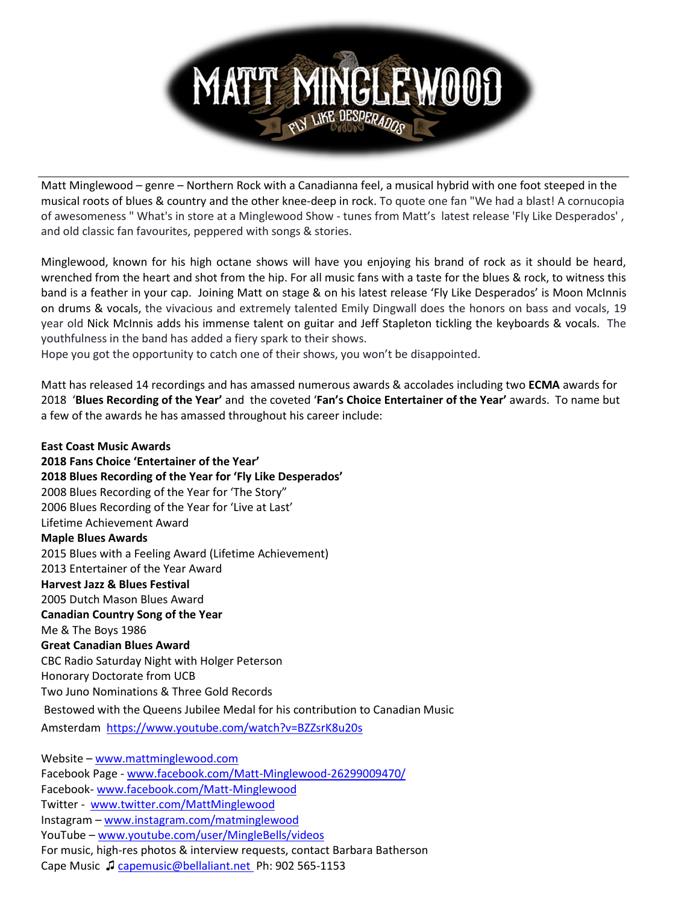# MATT MINGLEWOOD

FLY LIKE DESPERADOS

---

Matt Minglewood – genre – Northern Rock with a Canadianna feel, a musical hybrid with one foot steeped in the musical roots of blues & country and the other knee-deep in rock. To quote one fan "We had a blast! A cornucopia of awesomeness " What's in store at a Minglewood Show - tunes from Matt's latest release 'Fly Like Desperados' , and old classic fan favourites, peppered with songs & stories.

Minglewood, known for his high octane shows will have you enjoying his brand of rock as it should be heard, wrenched from the heart and shot from the hip. For all music fans with a taste for the blues & rock, to witness this band is a feather in your cap. Joining Matt on stage & on his latest release 'Fly Like Desperados' is Moon McInnis on drums & vocals, the vivacious and extremely talented Emily Dingwall does the honors on bass and vocals, 19 year old Nick McInnis adds his immense talent on guitar and Jeff Stapleton tickling the keyboards & vocals. The youthfulness in the band has added a fiery spark to their shows.
Hope you got the opportunity to catch one of their shows, you won't be disappointed.

Matt has released 14 recordings and has amassed numerous awards & accolades including two **ECMA** awards for 2018 '**Blues Recording of the Year'** and the coveted '**Fan's Choice Entertainer of the Year'** awards. To name but a few of the awards he has amassed throughout his career include:

**East Coast Music Awards**
**2018 Fans Choice 'Entertainer of the Year'**
**2018 Blues Recording of the Year for 'Fly Like Desperados'**
2008 Blues Recording of the Year for 'The Story"
2006 Blues Recording of the Year for 'Live at Last'
Lifetime Achievement Award
**Maple Blues Awards**
2015 Blues with a Feeling Award (Lifetime Achievement)
2013 Entertainer of the Year Award
**Harvest Jazz & Blues Festival**
2005 Dutch Mason Blues Award
**Canadian Country Song of the Year**
Me & The Boys 1986
**Great Canadian Blues Award**
CBC Radio Saturday Night with Holger Peterson
Honorary Doctorate from UCB
Two Juno Nominations & Three Gold Records
Bestowed with the Queens Jubilee Medal for his contribution to Canadian Music
Amsterdam https://www.youtube.com/watch?v=BZZsrK8u20s

Website – www.mattminglewood.com
Facebook Page - www.facebook.com/Matt-Minglewood-26299009470/
Facebook- www.facebook.com/Matt-Minglewood
Twitter - www.twitter.com/MattMinglewood
Instagram – www.instagram.com/matminglewood
YouTube – www.youtube.com/user/MingleBells/videos
For music, high-res photos & interview requests, contact Barbara Batherson
Cape Music ♫ capemusic@bellaliant.net Ph: 902 565-1153